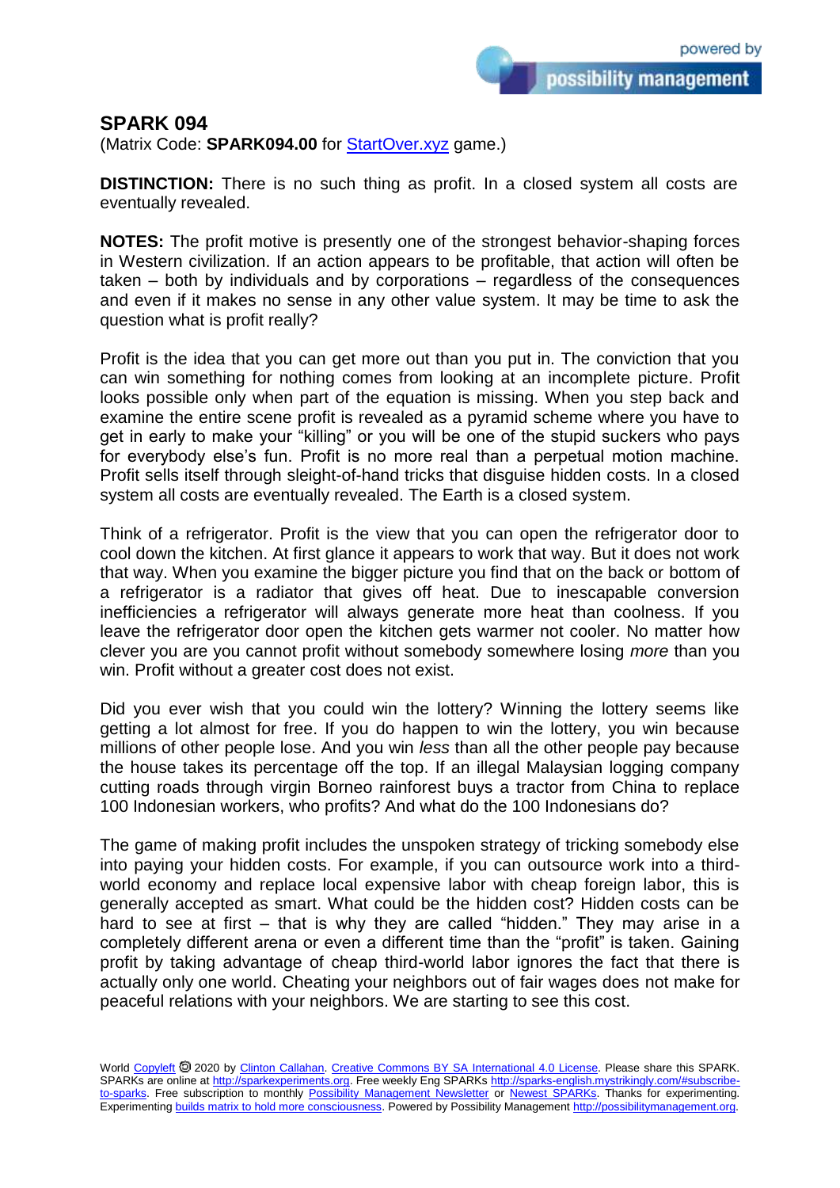# SPARK 094

(Matrix Code: **SPARK094.00** for StartOver.xyz game.)

**DISTINCTION:** There is no such thing as profit. In a closed system all costs are eventually revealed.

**NOTES:** The profit motive is presently one of the strongest behavior-shaping forces in Western civilization. If an action appears to be profitable, that action will often be taken – both by individuals and by corporations – regardless of the consequences and even if it makes no sense in any other value system. It may be time to ask the question what is profit really?

Profit is the idea that you can get more out than you put in. The conviction that you can win something for nothing comes from looking at an incomplete picture. Profit looks possible only when part of the equation is missing. When you step back and examine the entire scene profit is revealed as a pyramid scheme where you have to get in early to make your "killing" or you will be one of the stupid suckers who pays for everybody else's fun. Profit is no more real than a perpetual motion machine. Profit sells itself through sleight-of-hand tricks that disguise hidden costs. In a closed system all costs are eventually revealed. The Earth is a closed system.

Think of a refrigerator. Profit is the view that you can open the refrigerator door to cool down the kitchen. At first glance it appears to work that way. But it does not work that way. When you examine the bigger picture you find that on the back or bottom of a refrigerator is a radiator that gives off heat. Due to inescapable conversion inefficiencies a refrigerator will always generate more heat than coolness. If you leave the refrigerator door open the kitchen gets warmer not cooler. No matter how clever you are you cannot profit without somebody somewhere losing *more* than you win. Profit without a greater cost does not exist.

Did you ever wish that you could win the lottery? Winning the lottery seems like getting a lot almost for free. If you do happen to win the lottery, you win because millions of other people lose. And you win *less* than all the other people pay because the house takes its percentage off the top. If an illegal Malaysian logging company cutting roads through virgin Borneo rainforest buys a tractor from China to replace 100 Indonesian workers, who profits? And what do the 100 Indonesians do?

The game of making profit includes the unspoken strategy of tricking somebody else into paying your hidden costs. For example, if you can outsource work into a third-world economy and replace local expensive labor with cheap foreign labor, this is generally accepted as smart. What could be the hidden cost? Hidden costs can be hard to see at first – that is why they are called "hidden." They may arise in a completely different arena or even a different time than the "profit" is taken. Gaining profit by taking advantage of cheap third-world labor ignores the fact that there is actually only one world. Cheating your neighbors out of fair wages does not make for peaceful relations with your neighbors. We are starting to see this cost.

World Copyleft 🄯 2020 by Clinton Callahan. Creative Commons BY SA International 4.0 License. Please share this SPARK. SPARKs are online at http://sparkexperiments.org. Free weekly Eng SPARKs http://sparks-english.mystrikingly.com/#subscribe-to-sparks. Free subscription to monthly Possibility Management Newsletter or Newest SPARKs. Thanks for experimenting. Experimenting builds matrix to hold more consciousness. Powered by Possibility Management http://possibilitymanagement.org.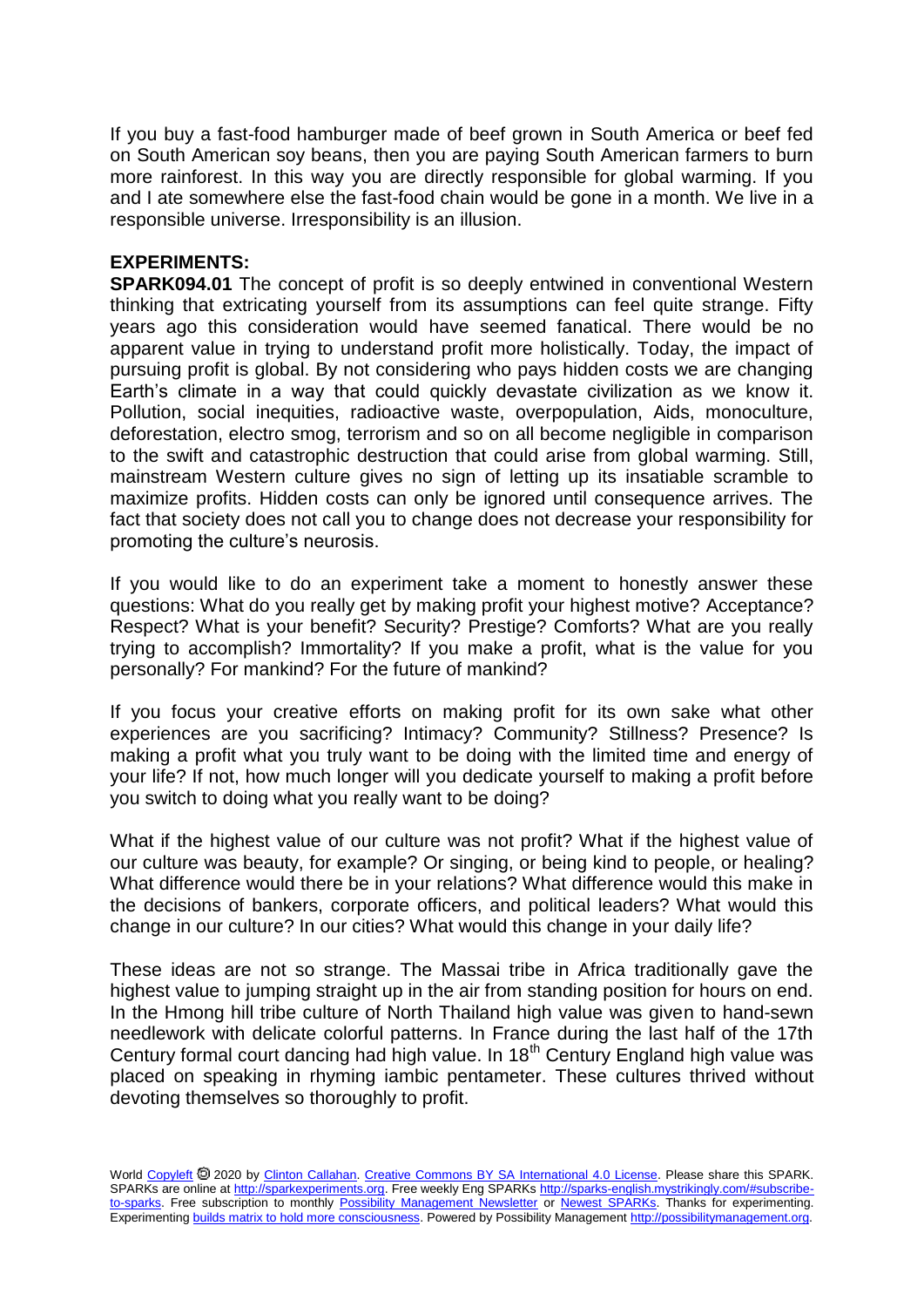If you buy a fast-food hamburger made of beef grown in South America or beef fed on South American soy beans, then you are paying South American farmers to burn more rainforest. In this way you are directly responsible for global warming. If you and I ate somewhere else the fast-food chain would be gone in a month. We live in a responsible universe. Irresponsibility is an illusion.

**EXPERIMENTS:**

**SPARK094.01** The concept of profit is so deeply entwined in conventional Western thinking that extricating yourself from its assumptions can feel quite strange. Fifty years ago this consideration would have seemed fanatical. There would be no apparent value in trying to understand profit more holistically. Today, the impact of pursuing profit is global. By not considering who pays hidden costs we are changing Earth's climate in a way that could quickly devastate civilization as we know it. Pollution, social inequities, radioactive waste, overpopulation, Aids, monoculture, deforestation, electro smog, terrorism and so on all become negligible in comparison to the swift and catastrophic destruction that could arise from global warming. Still, mainstream Western culture gives no sign of letting up its insatiable scramble to maximize profits. Hidden costs can only be ignored until consequence arrives. The fact that society does not call you to change does not decrease your responsibility for promoting the culture's neurosis.

If you would like to do an experiment take a moment to honestly answer these questions: What do you really get by making profit your highest motive? Acceptance? Respect? What is your benefit? Security? Prestige? Comforts? What are you really trying to accomplish? Immortality? If you make a profit, what is the value for you personally? For mankind? For the future of mankind?

If you focus your creative efforts on making profit for its own sake what other experiences are you sacrificing? Intimacy? Community? Stillness? Presence? Is making a profit what you truly want to be doing with the limited time and energy of your life? If not, how much longer will you dedicate yourself to making a profit before you switch to doing what you really want to be doing?

What if the highest value of our culture was not profit? What if the highest value of our culture was beauty, for example? Or singing, or being kind to people, or healing? What difference would there be in your relations? What difference would this make in the decisions of bankers, corporate officers, and political leaders? What would this change in our culture? In our cities? What would this change in your daily life?

These ideas are not so strange. The Massai tribe in Africa traditionally gave the highest value to jumping straight up in the air from standing position for hours on end. In the Hmong hill tribe culture of North Thailand high value was given to hand-sewn needlework with delicate colorful patterns. In France during the last half of the 17th Century formal court dancing had high value. In 18th Century England high value was placed on speaking in rhyming iambic pentameter. These cultures thrived without devoting themselves so thoroughly to profit.

World Copyleft 🄯 2020 by Clinton Callahan. Creative Commons BY SA International 4.0 License. Please share this SPARK. SPARKs are online at http://sparkexperiments.org. Free weekly Eng SPARKs http://sparks-english.mystrikingly.com/#subscribe-to-sparks. Free subscription to monthly Possibility Management Newsletter or Newest SPARKs. Thanks for experimenting. Experimenting builds matrix to hold more consciousness. Powered by Possibility Management http://possibilitymanagement.org.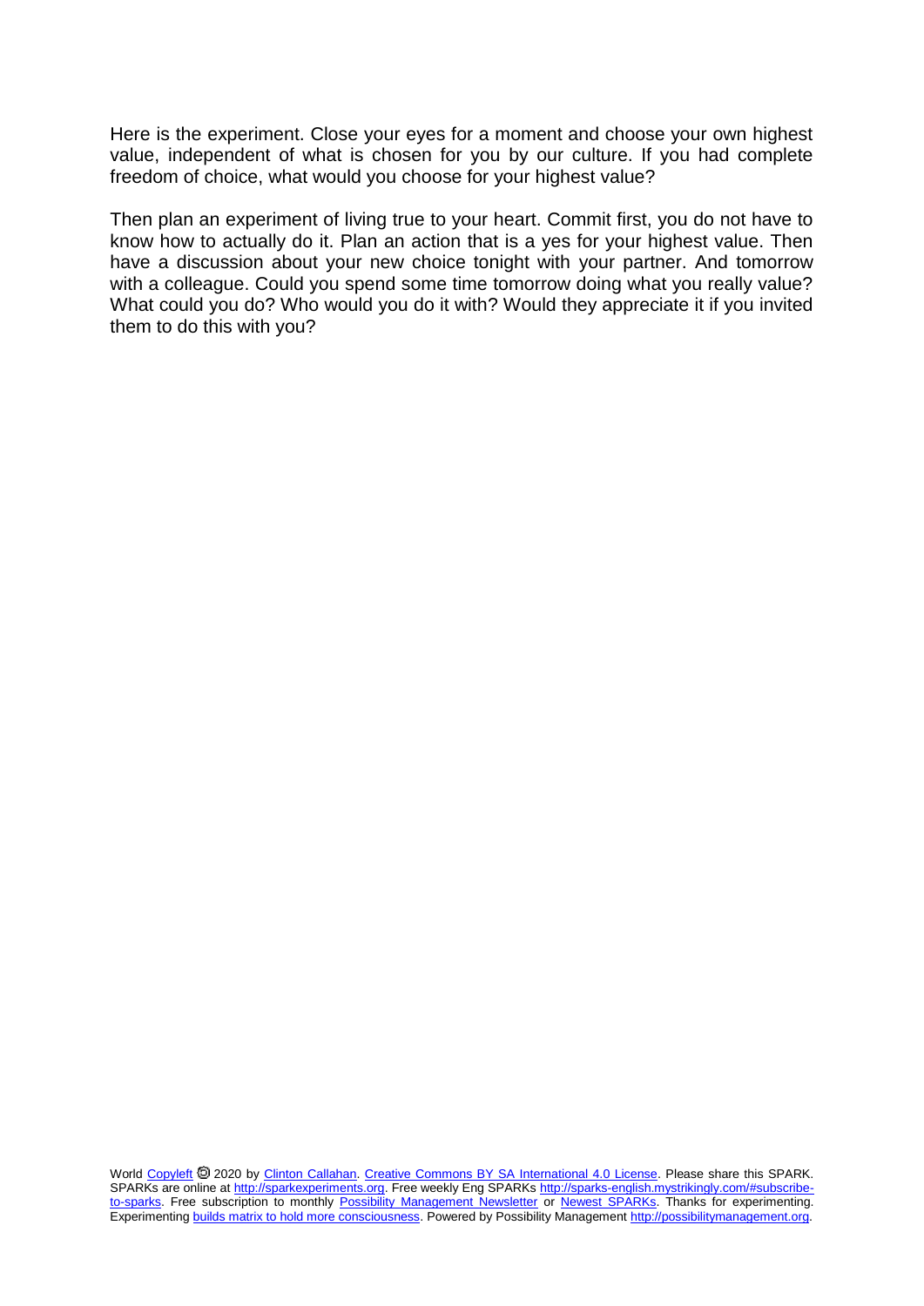Here is the experiment. Close your eyes for a moment and choose your own highest value, independent of what is chosen for you by our culture. If you had complete freedom of choice, what would you choose for your highest value?

Then plan an experiment of living true to your heart. Commit first, you do not have to know how to actually do it. Plan an action that is a yes for your highest value. Then have a discussion about your new choice tonight with your partner. And tomorrow with a colleague. Could you spend some time tomorrow doing what you really value? What could you do? Who would you do it with? Would they appreciate it if you invited them to do this with you?

World Copyleft 🄯 2020 by Clinton Callahan. Creative Commons BY SA International 4.0 License. Please share this SPARK. SPARKs are online at http://sparkexperiments.org. Free weekly Eng SPARKs http://sparks-english.mystrikingly.com/#subscribe-to-sparks. Free subscription to monthly Possibility Management Newsletter or Newest SPARKs. Thanks for experimenting. Experimenting builds matrix to hold more consciousness. Powered by Possibility Management http://possibilitymanagement.org.